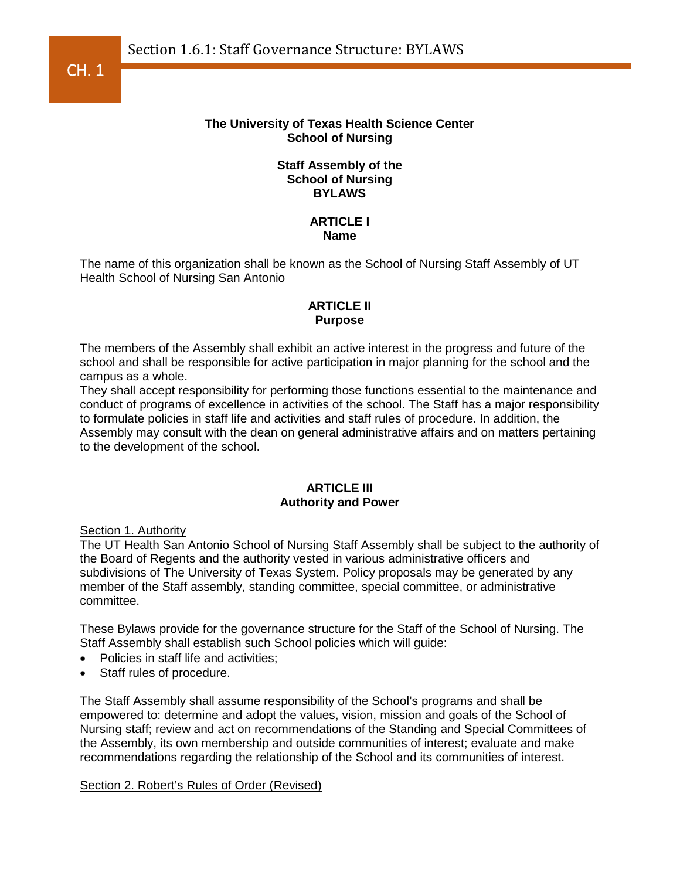# The University of Texas Health Science Center School of Nursing

## Staff Assembly of the School of Nursing BYLAWS

### ARTICLE I
### Name

The name of this organization shall be known as the School of Nursing Staff Assembly of UT Health School of Nursing San Antonio

### ARTICLE II
### Purpose

The members of the Assembly shall exhibit an active interest in the progress and future of the school and shall be responsible for active participation in major planning for the school and the campus as a whole.
They shall accept responsibility for performing those functions essential to the maintenance and conduct of programs of excellence in activities of the school. The Staff has a major responsibility to formulate policies in staff life and activities and staff rules of procedure. In addition, the Assembly may consult with the dean on general administrative affairs and on matters pertaining to the development of the school.

### ARTICLE III
### Authority and Power

Section 1. Authority

The UT Health San Antonio School of Nursing Staff Assembly shall be subject to the authority of the Board of Regents and the authority vested in various administrative officers and subdivisions of The University of Texas System. Policy proposals may be generated by any member of the Staff assembly, standing committee, special committee, or administrative committee.

These Bylaws provide for the governance structure for the Staff of the School of Nursing. The Staff Assembly shall establish such School policies which will guide:

- Policies in staff life and activities;
- Staff rules of procedure.

The Staff Assembly shall assume responsibility of the School's programs and shall be empowered to: determine and adopt the values, vision, mission and goals of the School of Nursing staff; review and act on recommendations of the Standing and Special Committees of the Assembly, its own membership and outside communities of interest; evaluate and make recommendations regarding the relationship of the School and its communities of interest.

Section 2. Robert's Rules of Order (Revised)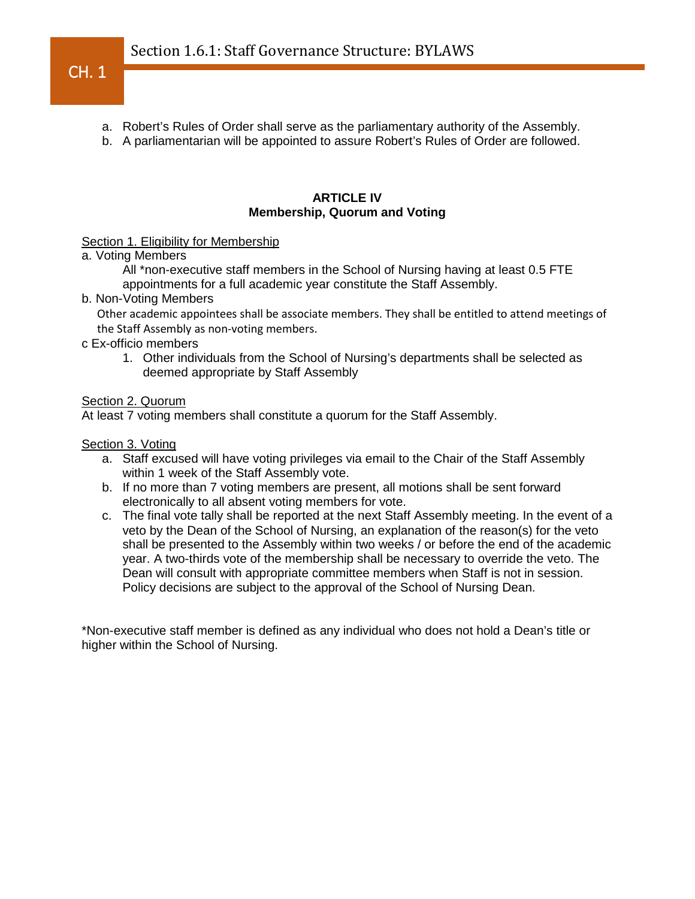a. Robert's Rules of Order shall serve as the parliamentary authority of the Assembly.
b. A parliamentarian will be appointed to assure Robert's Rules of Order are followed.

**ARTICLE IV**
**Membership, Quorum and Voting**

Section 1. Eligibility for Membership

a. Voting Members

All *non-executive staff members in the School of Nursing having at least 0.5 FTE appointments for a full academic year constitute the Staff Assembly.

b. Non-Voting Members

Other academic appointees shall be associate members. They shall be entitled to attend meetings of the Staff Assembly as non-voting members.

c Ex-officio members

1. Other individuals from the School of Nursing's departments shall be selected as deemed appropriate by Staff Assembly

Section 2. Quorum

At least 7 voting members shall constitute a quorum for the Staff Assembly.

Section 3. Voting

a. Staff excused will have voting privileges via email to the Chair of the Staff Assembly within 1 week of the Staff Assembly vote.
b. If no more than 7 voting members are present, all motions shall be sent forward electronically to all absent voting members for vote.
c. The final vote tally shall be reported at the next Staff Assembly meeting. In the event of a veto by the Dean of the School of Nursing, an explanation of the reason(s) for the veto shall be presented to the Assembly within two weeks / or before the end of the academic year. A two-thirds vote of the membership shall be necessary to override the veto. The Dean will consult with appropriate committee members when Staff is not in session. Policy decisions are subject to the approval of the School of Nursing Dean.

*Non-executive staff member is defined as any individual who does not hold a Dean's title or higher within the School of Nursing.